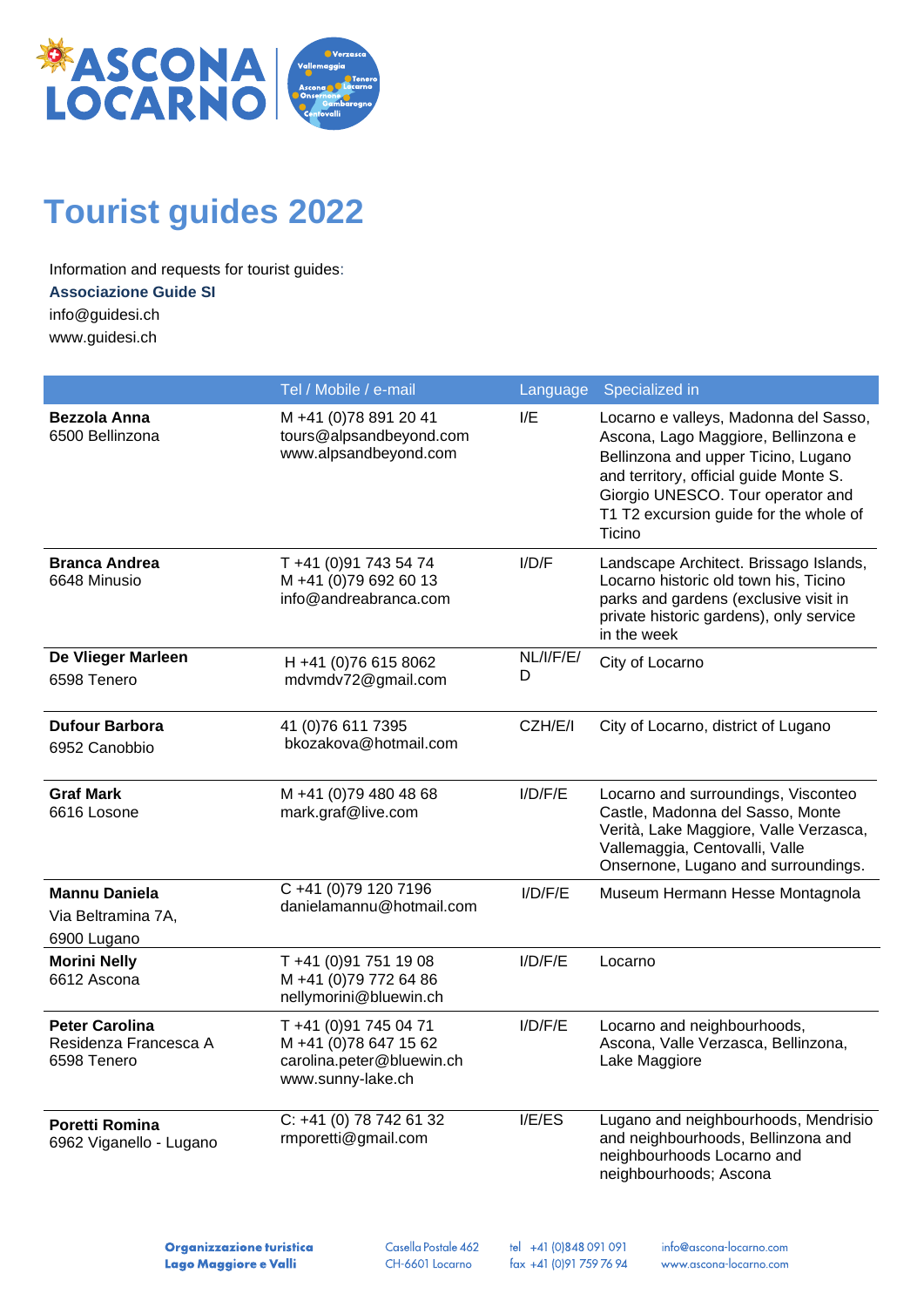# Tourist guides 2022

Information and requests for tourist guides:
**Associazione Guide SI**
info@guidesi.ch
www.guidesi.ch

| | Tel / Mobile / e-mail | Language | Specialized in |
|---|---|---|---|
| **Bezzola Anna**<br>6500 Bellinzona | M +41 (0)78 891 20 41<br>tours@alpsandbeyond.com<br>www.alpsandbeyond.com | I/E | Locarno e valleys, Madonna del Sasso, Ascona, Lago Maggiore, Bellinzona e Bellinzona and upper Ticino, Lugano and territory, official guide Monte S. Giorgio UNESCO. Tour operator and T1 T2 excursion guide for the whole of Ticino |
| **Branca Andrea**<br>6648 Minusio | T +41 (0)91 743 54 74<br>M +41 (0)79 692 60 13<br>info@andreabranca.com | I/D/F | Landscape Architect. Brissago Islands, Locarno historic old town his, Ticino parks and gardens (exclusive visit in private historic gardens), only service in the week |
| **De Vlieger Marleen**<br>6598 Tenero | H +41 (0)76 615 8062<br>mdvmdv72@gmail.com | NL/I/F/E/D | City of Locarno |
| **Dufour Barbora**<br>6952 Canobbio | 41 (0)76 611 7395<br>bkozakova@hotmail.com | CZH/E/I | City of Locarno, district of Lugano |
| **Graf Mark**<br>6616 Losone | M +41 (0)79 480 48 68<br>mark.graf@live.com | I/D/F/E | Locarno and surroundings, Visconteo Castle, Madonna del Sasso, Monte Verità, Lake Maggiore, Valle Verzasca, Vallemaggia, Centovalli, Valle Onsernone, Lugano and surroundings. |
| **Mannu Daniela**<br>Via Beltramina 7A,<br>6900 Lugano | C +41 (0)79 120 7196<br>danielamannu@hotmail.com | I/D/F/E | Museum Hermann Hesse Montagnola |
| **Morini Nelly**<br>6612 Ascona | T +41 (0)91 751 19 08<br>M +41 (0)79 772 64 86<br>nellymorini@bluewin.ch | I/D/F/E | Locarno |
| **Peter Carolina**<br>Residenza Francesca A<br>6598 Tenero | T +41 (0)91 745 04 71<br>M +41 (0)78 647 15 62<br>carolina.peter@bluewin.ch<br>www.sunny-lake.ch | I/D/F/E | Locarno and neighbourhoods, Ascona, Valle Verzasca, Bellinzona, Lake Maggiore |
| **Poretti Romina**<br>6962 Viganello - Lugano | C: +41 (0) 78 742 61 32<br>rmporetti@gmail.com | I/E/ES | Lugano and neighbourhoods, Mendrisio and neighbourhoods, Bellinzona and neighbourhoods Locarno and neighbourhoods; Ascona |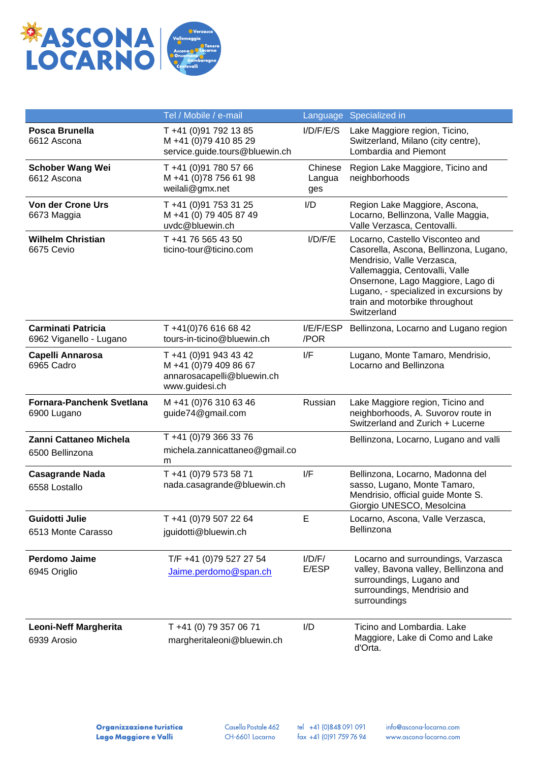| | Tel / Mobile / e-mail | Language | Specialized in |
|---|---|---|---|
| **Posca Brunella**<br>6612 Ascona | T +41 (0)91 792 13 85<br>M +41 (0)79 410 85 29<br>service.guide.tours@bluewin.ch | I/D/F/E/S | Lake Maggiore region, Ticino, Switzerland, Milano (city centre), Lombardia and Piemont |
| **Schober Wang Wei**<br>6612 Ascona | T +41 (0)91 780 57 66<br>M +41 (0)78 756 61 98<br>weilali@gmx.net | Chinese Languages | Region Lake Maggiore, Ticino and neighborhoods |
| **Von der Crone Urs**<br>6673 Maggia | T +41 (0)91 753 31 25<br>M +41 (0) 79 405 87 49<br>uvdc@bluewin.ch | I/D | Region Lake Maggiore, Ascona, Locarno, Bellinzona, Valle Maggia, Valle Verzasca, Centovalli. |
| **Wilhelm Christian**<br>6675 Cevio | T +41 76 565 43 50<br>ticino-tour@ticino.com | I/D/F/E | Locarno, Castello Visconteo and Casorella, Ascona, Bellinzona, Lugano, Mendrisio, Valle Verzasca, Vallemaggia, Centovalli, Valle Onsernone, Lago Maggiore, Lago di Lugano, - specialized in excursions by train and motorbike throughout Switzerland |
| **Carminati Patricia**<br>6962 Viganello - Lugano | T +41(0)76 616 68 42<br>tours-in-ticino@bluewin.ch | I/E/F/ESP /POR | Bellinzona, Locarno and Lugano region |
| **Capelli Annarosa**<br>6965 Cadro | T +41 (0)91 943 43 42<br>M +41 (0)79 409 86 67<br>annarosacapelli@bluewin.ch<br>www.guidesi.ch | I/F | Lugano, Monte Tamaro, Mendrisio, Locarno and Bellinzona |
| **Fornara-Panchenk Svetlana**<br>6900 Lugano | M +41 (0)76 310 63 46<br>guide74@gmail.com | Russian | Lake Maggiore region, Ticino and neighborhoods, A. Suvorov route in Switzerland and Zurich + Lucerne |
| **Zanni Cattaneo Michela**<br>6500 Bellinzona | T +41 (0)79 366 33 76<br>michela.zannicattaneo@gmail.com | | Bellinzona, Locarno, Lugano and valli |
| **Casagrande Nada**<br>6558 Lostallo | T +41 (0)79 573 58 71<br>nada.casagrande@bluewin.ch | I/F | Bellinzona, Locarno, Madonna del sasso, Lugano, Monte Tamaro, Mendrisio, official guide Monte S. Giorgio UNESCO, Mesolcina |
| **Guidotti Julie**<br>6513 Monte Carasso | T +41 (0)79 507 22 64<br>jguidotti@bluewin.ch | E | Locarno, Ascona, Valle Verzasca, Bellinzona |
| **Perdomo Jaime**<br>6945 Origlio | T/F +41 (0)79 527 27 54<br>Jaime.perdomo@span.ch | I/D/F/ E/ESP | Locarno and surroundings, Varzasca valley, Bavona valley, Bellinzona and surroundings, Lugano and surroundings, Mendrisio and surroundings |
| **Leoni-Neff Margherita**<br>6939 Arosio | T +41 (0) 79 357 06 71<br>margheritaleoni@bluewin.ch | I/D | Ticino and Lombardia. Lake Maggiore, Lake di Como and Lake d'Orta. |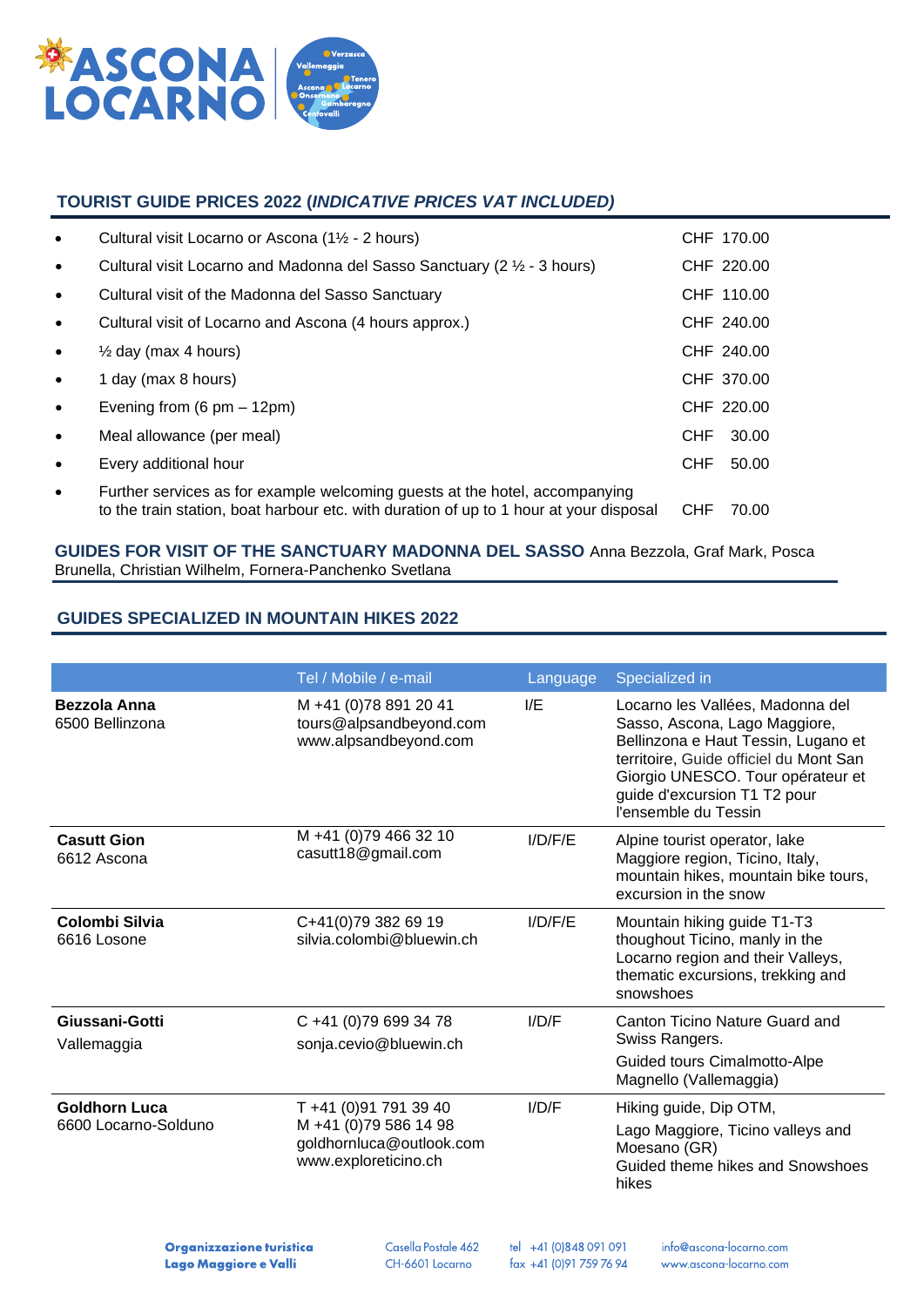## TOURIST GUIDE PRICES 2022 (*INDICATIVE PRICES VAT INCLUDED)*

- Cultural visit Locarno or Ascona (1½ - 2 hours) — CHF 170.00
- Cultural visit Locarno and Madonna del Sasso Sanctuary (2 ½ - 3 hours) — CHF 220.00
- Cultural visit of the Madonna del Sasso Sanctuary — CHF 110.00
- Cultural visit of Locarno and Ascona (4 hours approx.) — CHF 240.00
- ½ day (max 4 hours) — CHF 240.00
- 1 day (max 8 hours) — CHF 370.00
- Evening from (6 pm – 12pm) — CHF 220.00
- Meal allowance (per meal) — CHF 30.00
- Every additional hour — CHF 50.00
- Further services as for example welcoming guests at the hotel, accompanying to the train station, boat harbour etc. with duration of up to 1 hour at your disposal — CHF 70.00

**GUIDES FOR VISIT OF THE SANCTUARY MADONNA DEL SASSO** Anna Bezzola, Graf Mark, Posca Brunella, Christian Wilhelm, Fornera-Panchenko Svetlana

## GUIDES SPECIALIZED IN MOUNTAIN HIKES 2022

| | Tel / Mobile / e-mail | Language | Specialized in |
|---|---|---|---|
| **Bezzola Anna**<br>6500 Bellinzona | M +41 (0)78 891 20 41<br>tours@alpsandbeyond.com<br>www.alpsandbeyond.com | I/E | Locarno les Vallées, Madonna del Sasso, Ascona, Lago Maggiore, Bellinzona e Haut Tessin, Lugano et territoire, Guide officiel du Mont San Giorgio UNESCO. Tour opérateur et guide d'excursion T1 T2 pour l'ensemble du Tessin |
| **Casutt Gion**<br>6612 Ascona | M +41 (0)79 466 32 10<br>casutt18@gmail.com | I/D/F/E | Alpine tourist operator, lake Maggiore region, Ticino, Italy, mountain hikes, mountain bike tours, excursion in the snow |
| **Colombi Silvia**<br>6616 Losone | C+41(0)79 382 69 19<br>silvia.colombi@bluewin.ch | I/D/F/E | Mountain hiking guide T1-T3 thoughout Ticino, manly in the Locarno region and their Valleys, thematic excursions, trekking and snowshoes |
| **Giussani-Gotti**<br>Vallemaggia | C +41 (0)79 699 34 78<br>sonja.cevio@bluewin.ch | I/D/F | Canton Ticino Nature Guard and Swiss Rangers.<br>Guided tours Cimalmotto-Alpe Magnello (Vallemaggia) |
| **Goldhorn Luca**<br>6600 Locarno-Solduno | T +41 (0)91 791 39 40<br>M +41 (0)79 586 14 98<br>goldhornluca@outlook.com<br>www.exploreticino.ch | I/D/F | Hiking guide, Dip OTM,<br>Lago Maggiore, Ticino valleys and Moesano (GR)<br>Guided theme hikes and Snowshoes hikes |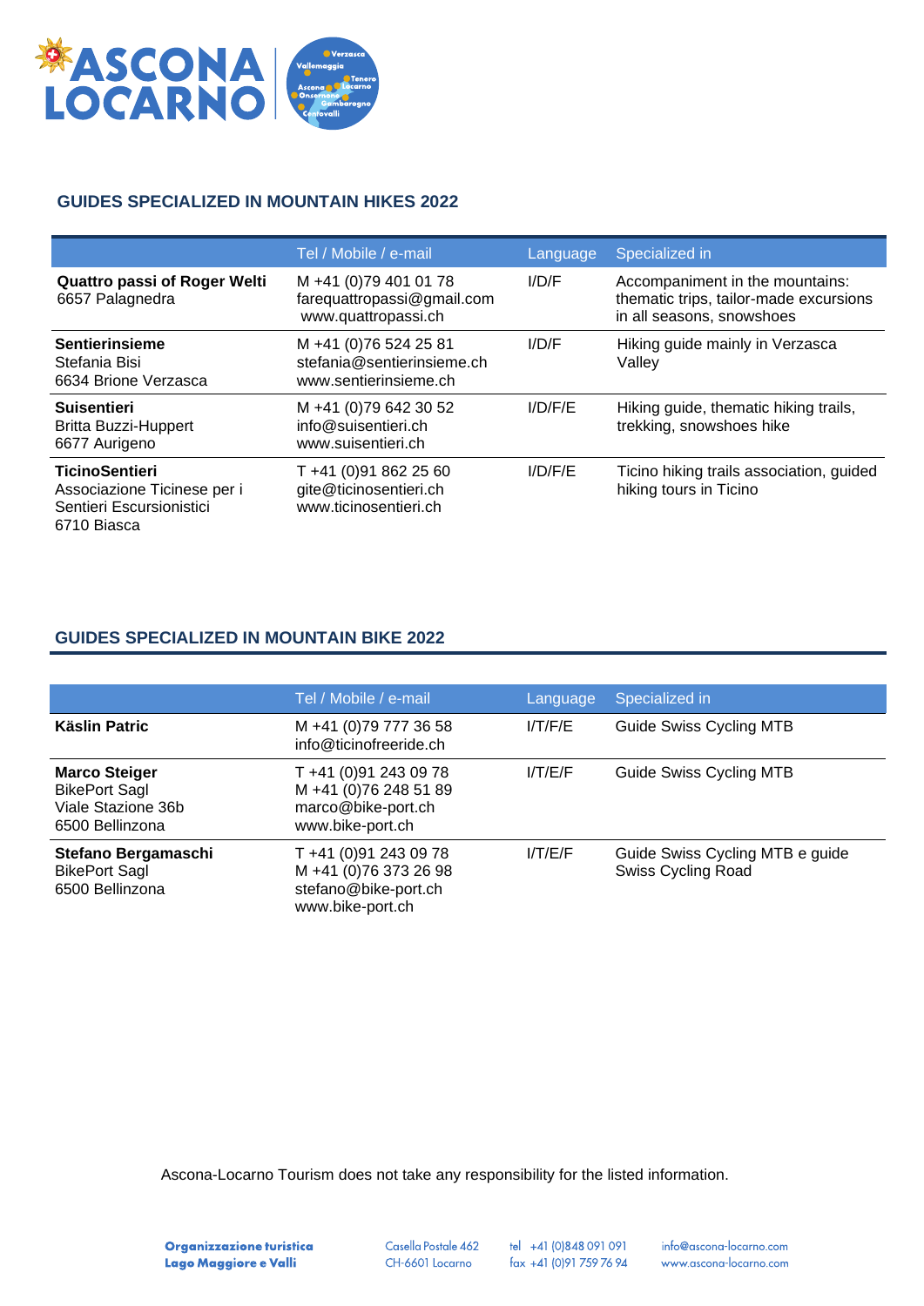## GUIDES SPECIALIZED IN MOUNTAIN HIKES 2022

| | Tel / Mobile / e-mail | Language | Specialized in |
|---|---|---|---|
| **Quattro passi of Roger Welti**<br>6657 Palagnedra | M +41 (0)79 401 01 78<br>farequattropassi@gmail.com<br>www.quattropassi.ch | I/D/F | Accompaniment in the mountains: thematic trips, tailor-made excursions in all seasons, snowshoes |
| **Sentierinsieme**<br>Stefania Bisi<br>6634 Brione Verzasca | M +41 (0)76 524 25 81<br>stefania@sentierinsieme.ch<br>www.sentierinsieme.ch | I/D/F | Hiking guide mainly in Verzasca Valley |
| **Suisentieri**<br>Britta Buzzi-Huppert<br>6677 Aurigeno | M +41 (0)79 642 30 52<br>info@suisentieri.ch<br>www.suisentieri.ch | I/D/F/E | Hiking guide, thematic hiking trails, trekking, snowshoes hike |
| **TicinoSentieri**<br>Associazione Ticinese per i Sentieri Escursionistici<br>6710 Biasca | T +41 (0)91 862 25 60<br>gite@ticinosentieri.ch<br>www.ticinosentieri.ch | I/D/F/E | Ticino hiking trails association, guided hiking tours in Ticino |

## GUIDES SPECIALIZED IN MOUNTAIN BIKE 2022

| | Tel / Mobile / e-mail | Language | Specialized in |
|---|---|---|---|
| **Käslin Patric** | M +41 (0)79 777 36 58<br>info@ticinofreeride.ch | I/T/F/E | Guide Swiss Cycling MTB |
| **Marco Steiger**<br>BikePort Sagl<br>Viale Stazione 36b<br>6500 Bellinzona | T +41 (0)91 243 09 78<br>M +41 (0)76 248 51 89<br>marco@bike-port.ch<br>www.bike-port.ch | I/T/E/F | Guide Swiss Cycling MTB |
| **Stefano Bergamaschi**<br>BikePort Sagl<br>6500 Bellinzona | T +41 (0)91 243 09 78<br>M +41 (0)76 373 26 98<br>stefano@bike-port.ch<br>www.bike-port.ch | I/T/E/F | Guide Swiss Cycling MTB e guide Swiss Cycling Road |

Ascona-Locarno Tourism does not take any responsibility for the listed information.